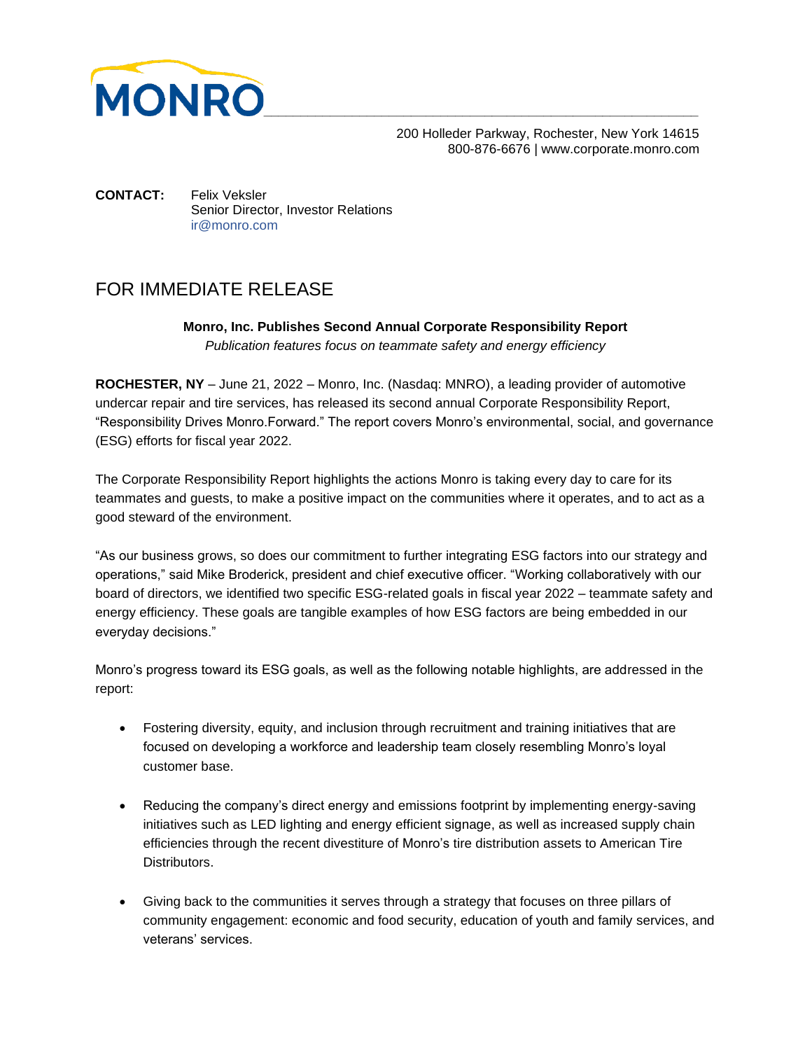MONRO

200 Holleder Parkway, Rochester, New York 14615
800-876-6676 | www.corporate.monro.com

**CONTACT:** Felix Veksler
Senior Director, Investor Relations
ir@monro.com

# FOR IMMEDIATE RELEASE

**Monro, Inc. Publishes Second Annual Corporate Responsibility Report**

*Publication features focus on teammate safety and energy efficiency*

**ROCHESTER, NY** – June 21, 2022 – Monro, Inc. (Nasdaq: MNRO), a leading provider of automotive undercar repair and tire services, has released its second annual Corporate Responsibility Report, "Responsibility Drives Monro.Forward." The report covers Monro's environmental, social, and governance (ESG) efforts for fiscal year 2022.

The Corporate Responsibility Report highlights the actions Monro is taking every day to care for its teammates and guests, to make a positive impact on the communities where it operates, and to act as a good steward of the environment.

"As our business grows, so does our commitment to further integrating ESG factors into our strategy and operations," said Mike Broderick, president and chief executive officer. "Working collaboratively with our board of directors, we identified two specific ESG-related goals in fiscal year 2022 – teammate safety and energy efficiency. These goals are tangible examples of how ESG factors are being embedded in our everyday decisions."

Monro's progress toward its ESG goals, as well as the following notable highlights, are addressed in the report:

- Fostering diversity, equity, and inclusion through recruitment and training initiatives that are focused on developing a workforce and leadership team closely resembling Monro's loyal customer base.
- Reducing the company's direct energy and emissions footprint by implementing energy-saving initiatives such as LED lighting and energy efficient signage, as well as increased supply chain efficiencies through the recent divestiture of Monro's tire distribution assets to American Tire Distributors.
- Giving back to the communities it serves through a strategy that focuses on three pillars of community engagement: economic and food security, education of youth and family services, and veterans' services.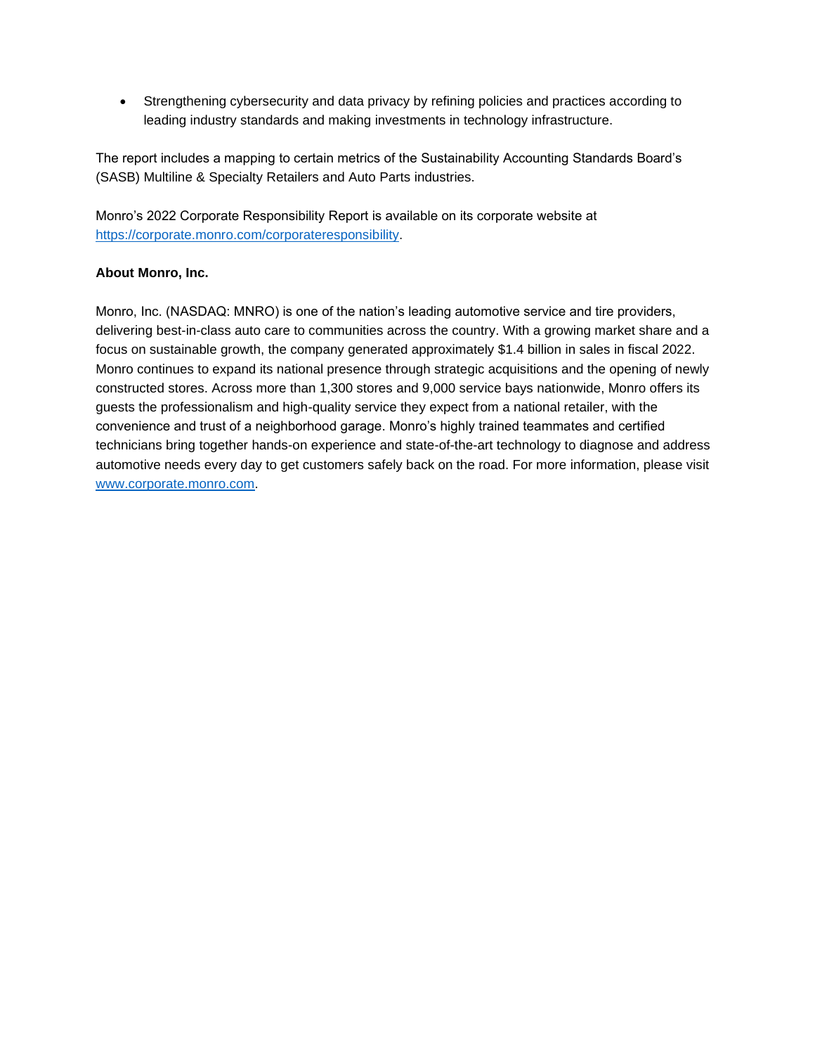- Strengthening cybersecurity and data privacy by refining policies and practices according to leading industry standards and making investments in technology infrastructure.

The report includes a mapping to certain metrics of the Sustainability Accounting Standards Board's (SASB) Multiline & Specialty Retailers and Auto Parts industries.

Monro's 2022 Corporate Responsibility Report is available on its corporate website at https://corporate.monro.com/corporateresponsibility.

**About Monro, Inc.**

Monro, Inc. (NASDAQ: MNRO) is one of the nation's leading automotive service and tire providers, delivering best-in-class auto care to communities across the country. With a growing market share and a focus on sustainable growth, the company generated approximately $1.4 billion in sales in fiscal 2022. Monro continues to expand its national presence through strategic acquisitions and the opening of newly constructed stores. Across more than 1,300 stores and 9,000 service bays nationwide, Monro offers its guests the professionalism and high-quality service they expect from a national retailer, with the convenience and trust of a neighborhood garage. Monro's highly trained teammates and certified technicians bring together hands-on experience and state-of-the-art technology to diagnose and address automotive needs every day to get customers safely back on the road. For more information, please visit www.corporate.monro.com.